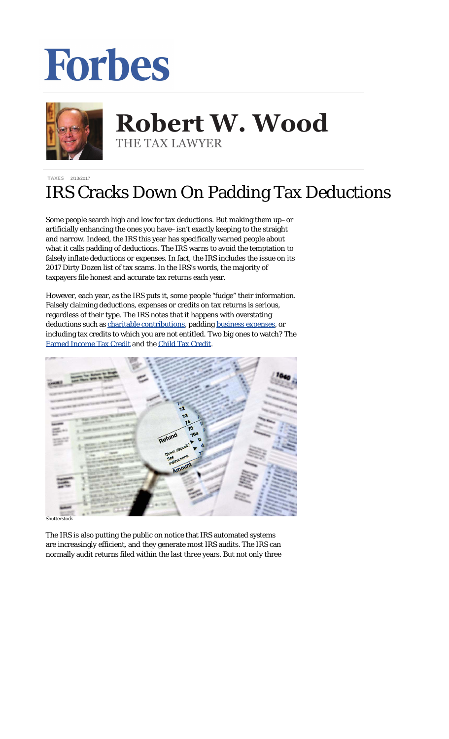# Forbes

**Robert W. Wood**
THE TAX LAWYER

TAXES 2/13/2017

# IRS Cracks Down On Padding Tax Deductions

Some people search high and low for tax deductions. But making them up–or artificially enhancing the ones you have–isn't exactly keeping to the straight and narrow. Indeed, the IRS this year has specifically warned people about what it calls padding of deductions. The IRS warns to avoid the temptation to falsely inflate deductions or expenses. In fact, the IRS includes the issue on its 2017 Dirty Dozen list of tax scams. In the IRS's words, the majority of taxpayers file honest and accurate tax returns each year.

However, each year, as the IRS puts it, some people "fudge" their information. Falsely claiming deductions, expenses or credits on tax returns is serious, regardless of their type. The IRS notes that it happens with overstating deductions such as [charitable contributions](), padding [business expenses](), or including tax credits to which you are not entitled. Two big ones to watch? The [Earned Income Tax Credit]() and the [Child Tax Credit]().

Shutterstock

The IRS is also putting the public on notice that IRS automated systems are increasingly efficient, and they generate most IRS audits. The IRS can normally audit returns filed within the last three years. But not only three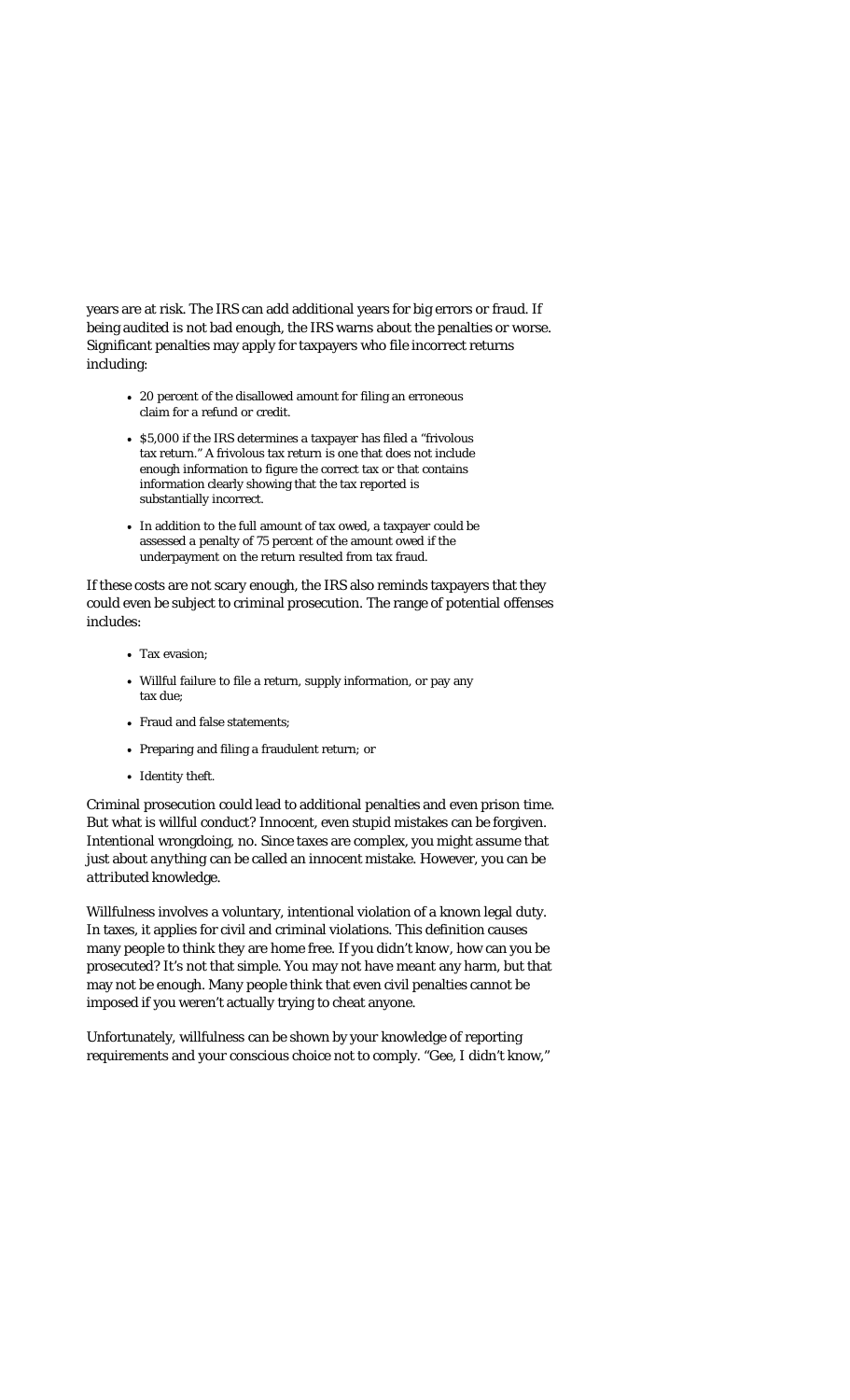years are at risk. The IRS can add additional years for big errors or fraud. If being audited is not bad enough, the IRS warns about the penalties or worse. Significant penalties may apply for taxpayers who file incorrect returns including:

- 20 percent of the disallowed amount for filing an erroneous claim for a refund or credit.
- $5,000 if the IRS determines a taxpayer has filed a "frivolous tax return." A frivolous tax return is one that does not include enough information to figure the correct tax or that contains information clearly showing that the tax reported is substantially incorrect.
- In addition to the full amount of tax owed, a taxpayer could be assessed a penalty of 75 percent of the amount owed if the underpayment on the return resulted from tax fraud.

If these costs are not scary enough, the IRS also reminds taxpayers that they could even be subject to criminal prosecution. The range of potential offenses includes:

- Tax evasion;
- Willful failure to file a return, supply information, or pay any tax due;
- Fraud and false statements;
- Preparing and filing a fraudulent return; or
- Identity theft.

Criminal prosecution could lead to additional penalties and even prison time. But what is willful conduct? Innocent, even stupid mistakes can be forgiven. Intentional wrongdoing, no. Since taxes are complex, you might assume that just about anything can be called an innocent mistake. However, you can be *attributed* knowledge.

Willfulness involves a voluntary, intentional violation of a known legal duty. In taxes, it applies for civil and criminal violations. This definition causes many people to think they are home free. If you didn't know, how can you be prosecuted? It's not that simple. You may not have *meant* any harm, but that may not be enough. Many people think that even civil penalties cannot be imposed if you weren't actually trying to cheat anyone.

Unfortunately, willfulness can be shown by your knowledge of reporting requirements and your conscious choice not to comply. "Gee, I didn't know,"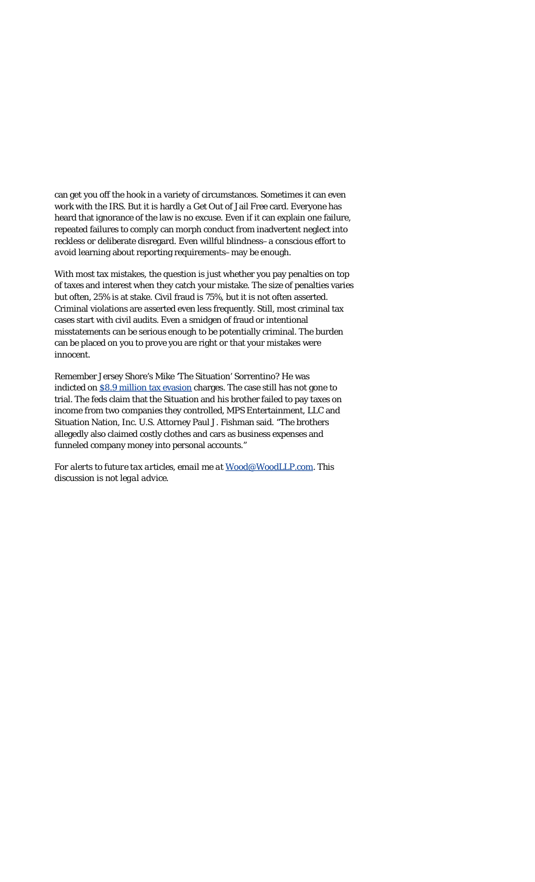can get you off the hook in a variety of circumstances. Sometimes it can even work with the IRS. But it is hardly a Get Out of Jail Free card. Everyone has heard that ignorance of the law is no excuse. Even if it can explain one failure, repeated failures to comply can morph conduct from inadvertent neglect into reckless or deliberate disregard. Even willful blindness–a conscious effort to avoid learning about reporting requirements–may be enough.

With most tax mistakes, the question is just whether you pay penalties on top of taxes and interest when they catch your mistake. The size of penalties varies but often, 25% is at stake. Civil fraud is 75%, but it is not often asserted. Criminal violations are asserted even less frequently. Still, most criminal tax cases start with civil audits. Even a smidgen of fraud or intentional misstatements can be serious enough to be potentially criminal. The burden can be placed on you to prove you are right or that your mistakes were innocent.

Remember Jersey Shore's Mike 'The Situation' Sorrentino? He was indicted on [$8.9 million tax evasion] charges. The case still has not gone to trial. The feds claim that the Situation and his brother failed to pay taxes on income from two companies they controlled, MPS Entertainment, LLC and Situation Nation, Inc. U.S. Attorney Paul J. Fishman said. "The brothers allegedly also claimed costly clothes and cars as business expenses and funneled company money into personal accounts."

*For alerts to future tax articles, email me at* Wood@WoodLLP.com. *This discussion is not legal advice.*